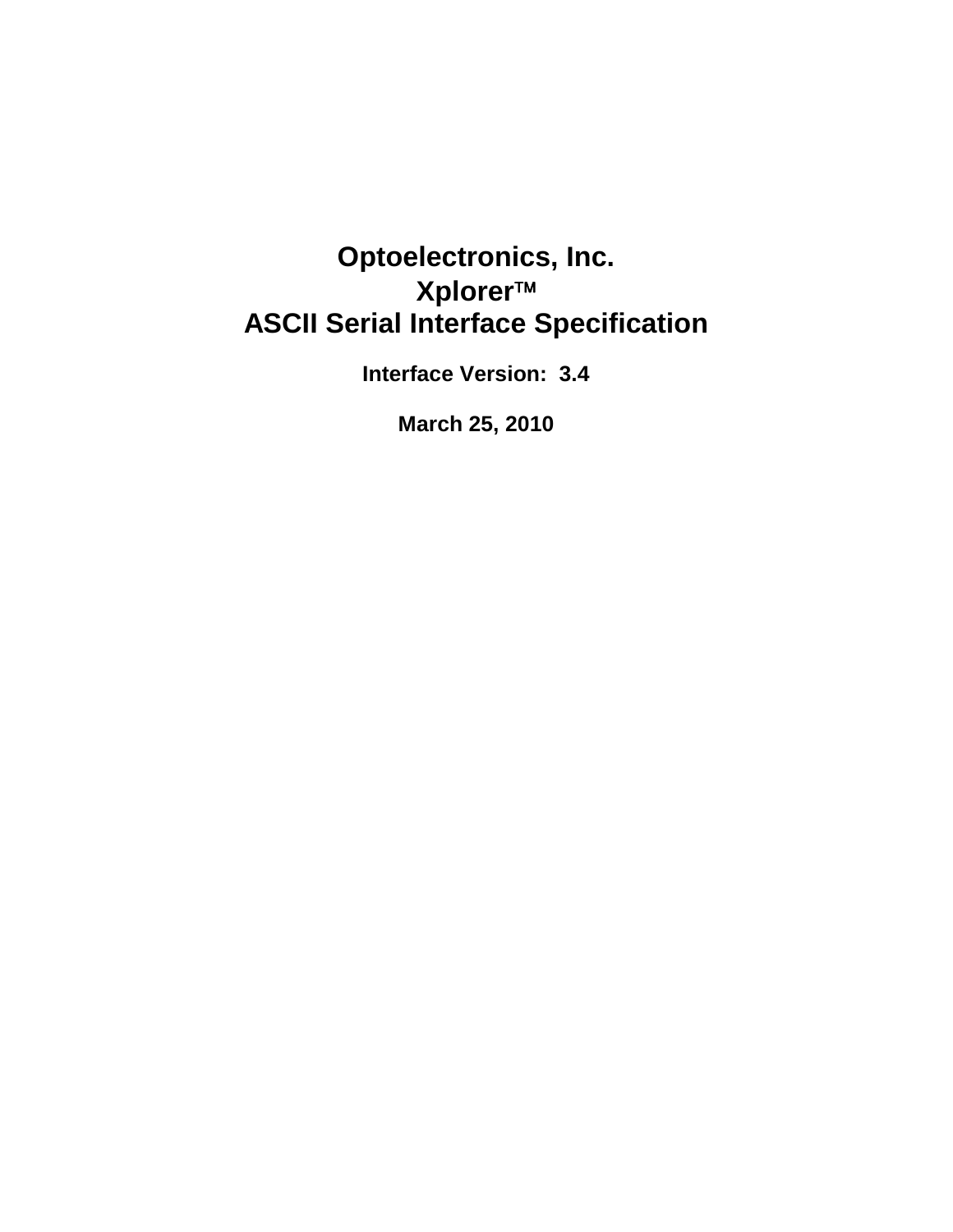# Optoelectronics, Inc.

# Xplorer™

# ASCII Serial Interface Specification

**Interface Version: 3.4**

**March 25, 2010**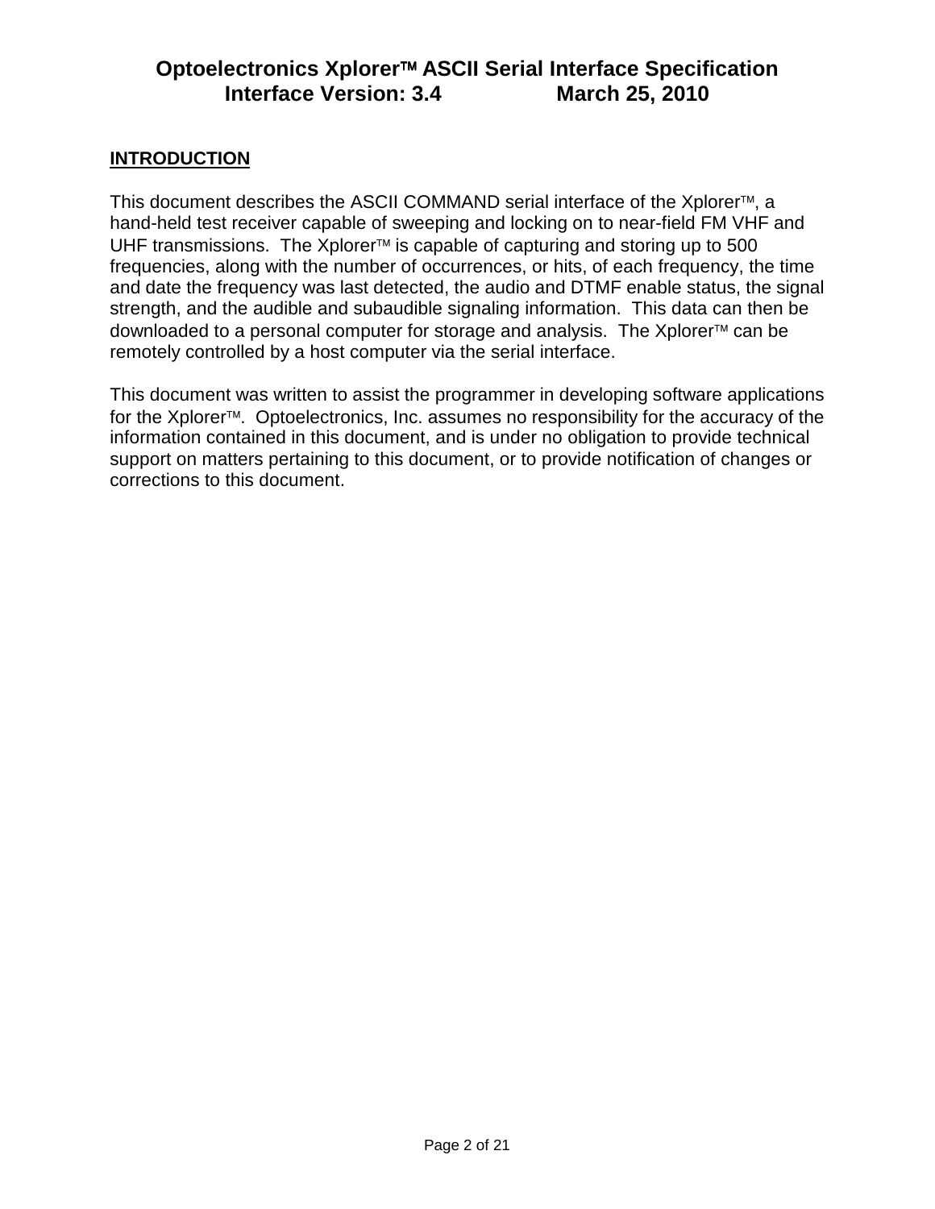## INTRODUCTION

This document describes the ASCII COMMAND serial interface of the Xplorer™, a hand-held test receiver capable of sweeping and locking on to near-field FM VHF and UHF transmissions. The Xplorer™ is capable of capturing and storing up to 500 frequencies, along with the number of occurrences, or hits, of each frequency, the time and date the frequency was last detected, the audio and DTMF enable status, the signal strength, and the audible and subaudible signaling information. This data can then be downloaded to a personal computer for storage and analysis. The Xplorer™ can be remotely controlled by a host computer via the serial interface.

This document was written to assist the programmer in developing software applications for the Xplorer™. Optoelectronics, Inc. assumes no responsibility for the accuracy of the information contained in this document, and is under no obligation to provide technical support on matters pertaining to this document, or to provide notification of changes or corrections to this document.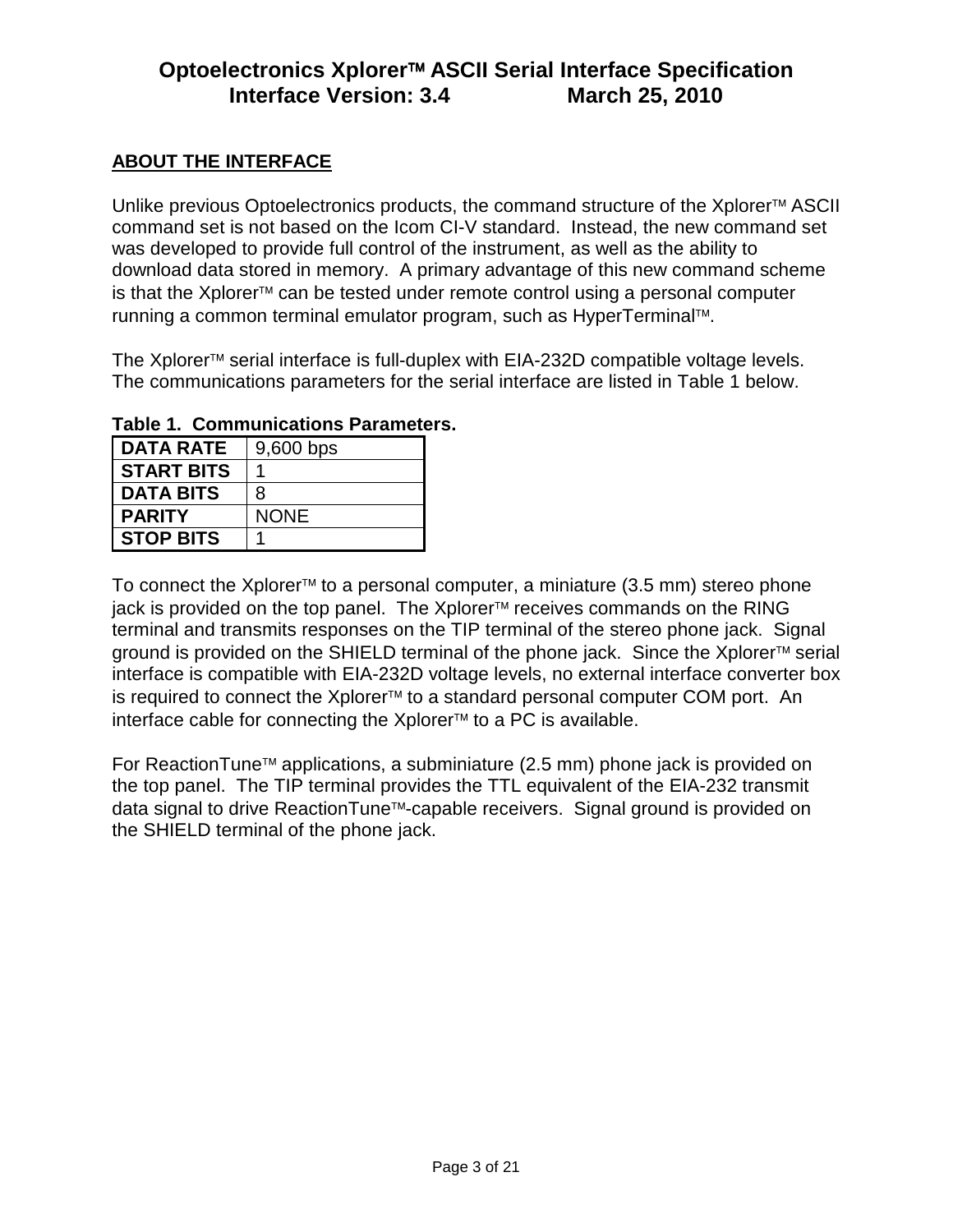# Optoelectronics Xplorer™ ASCII Serial Interface Specification
# Interface Version: 3.4 March 25, 2010

## ABOUT THE INTERFACE

Unlike previous Optoelectronics products, the command structure of the Xplorer™ ASCII command set is not based on the Icom CI-V standard. Instead, the new command set was developed to provide full control of the instrument, as well as the ability to download data stored in memory. A primary advantage of this new command scheme is that the Xplorer™ can be tested under remote control using a personal computer running a common terminal emulator program, such as HyperTerminal™.

The Xplorer™ serial interface is full-duplex with EIA-232D compatible voltage levels. The communications parameters for the serial interface are listed in Table 1 below.

**Table 1. Communications Parameters.**

| | |
|---|---|
| **DATA RATE** | 9,600 bps |
| **START BITS** | 1 |
| **DATA BITS** | 8 |
| **PARITY** | NONE |
| **STOP BITS** | 1 |

To connect the Xplorer™ to a personal computer, a miniature (3.5 mm) stereo phone jack is provided on the top panel. The Xplorer™ receives commands on the RING terminal and transmits responses on the TIP terminal of the stereo phone jack. Signal ground is provided on the SHIELD terminal of the phone jack. Since the Xplorer™ serial interface is compatible with EIA-232D voltage levels, no external interface converter box is required to connect the Xplorer™ to a standard personal computer COM port. An interface cable for connecting the Xplorer™ to a PC is available.

For ReactionTune™ applications, a subminiature (2.5 mm) phone jack is provided on the top panel. The TIP terminal provides the TTL equivalent of the EIA-232 transmit data signal to drive ReactionTune™-capable receivers. Signal ground is provided on the SHIELD terminal of the phone jack.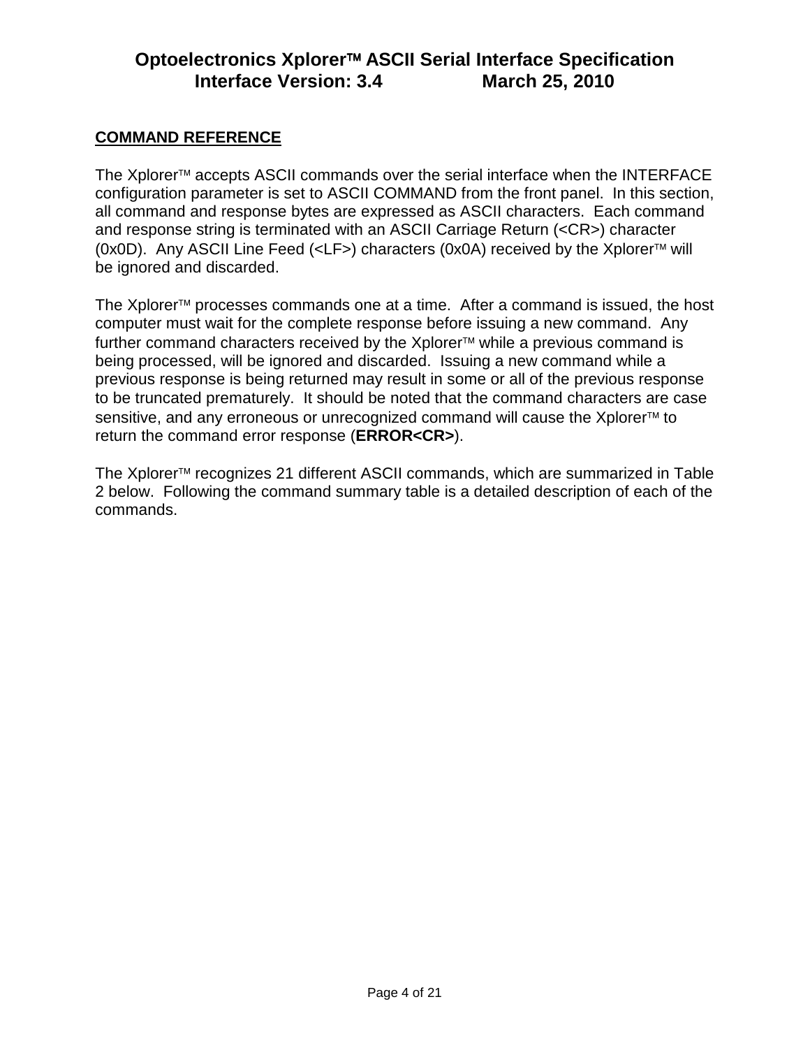## COMMAND REFERENCE

The XplorerTM accepts ASCII commands over the serial interface when the INTERFACE configuration parameter is set to ASCII COMMAND from the front panel. In this section, all command and response bytes are expressed as ASCII characters. Each command and response string is terminated with an ASCII Carriage Return (<CR>) character (0x0D). Any ASCII Line Feed (<LF>) characters (0x0A) received by the XplorerTM will be ignored and discarded.

The XplorerTM processes commands one at a time. After a command is issued, the host computer must wait for the complete response before issuing a new command. Any further command characters received by the XplorerTM while a previous command is being processed, will be ignored and discarded. Issuing a new command while a previous response is being returned may result in some or all of the previous response to be truncated prematurely. It should be noted that the command characters are case sensitive, and any erroneous or unrecognized command will cause the XplorerTM to return the command error response (**ERROR<CR>**).

The XplorerTM recognizes 21 different ASCII commands, which are summarized in Table 2 below. Following the command summary table is a detailed description of each of the commands.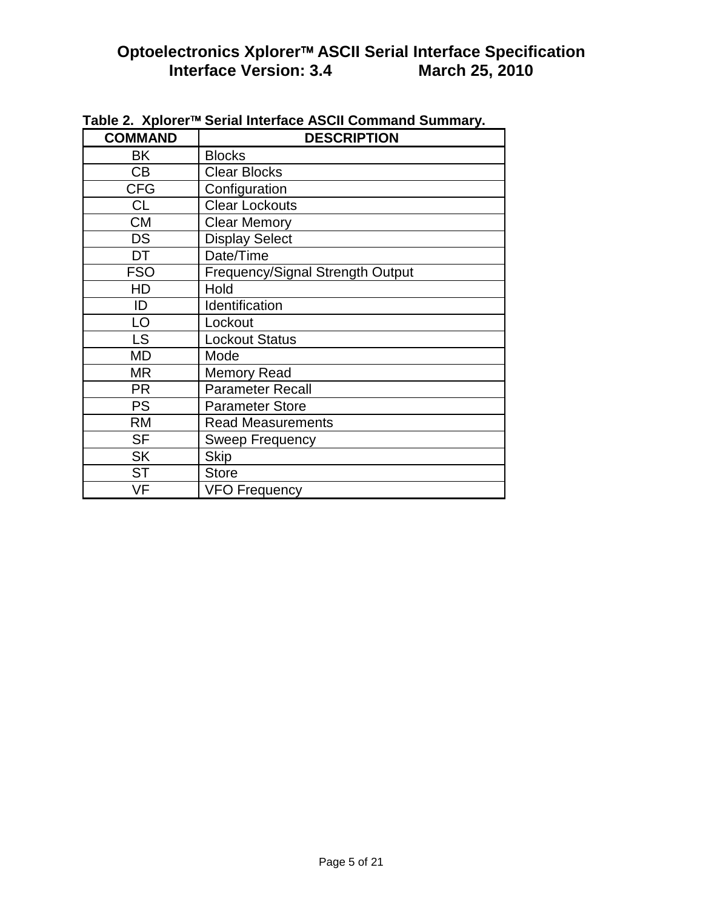**Table 2. Xplorer™ Serial Interface ASCII Command Summary.**

| COMMAND | DESCRIPTION |
|---|---|
| BK | Blocks |
| CB | Clear Blocks |
| CFG | Configuration |
| CL | Clear Lockouts |
| CM | Clear Memory |
| DS | Display Select |
| DT | Date/Time |
| FSO | Frequency/Signal Strength Output |
| HD | Hold |
| ID | Identification |
| LO | Lockout |
| LS | Lockout Status |
| MD | Mode |
| MR | Memory Read |
| PR | Parameter Recall |
| PS | Parameter Store |
| RM | Read Measurements |
| SF | Sweep Frequency |
| SK | Skip |
| ST | Store |
| VF | VFO Frequency |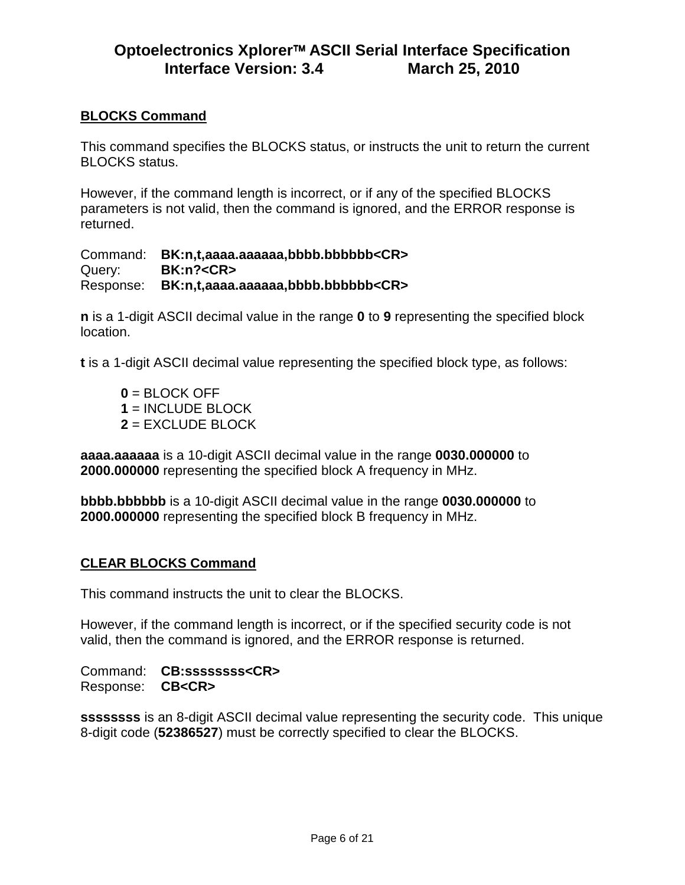## BLOCKS Command

This command specifies the BLOCKS status, or instructs the unit to return the current BLOCKS status.

However, if the command length is incorrect, or if any of the specified BLOCKS parameters is not valid, then the command is ignored, and the ERROR response is returned.

Command: **BK:n,t,aaaa.aaaaaa,bbbb.bbbbbb<CR>**
Query: **BK:n?<CR>**
Response: **BK:n,t,aaaa.aaaaaa,bbbb.bbbbbb<CR>**

**n** is a 1-digit ASCII decimal value in the range **0** to **9** representing the specified block location.

**t** is a 1-digit ASCII decimal value representing the specified block type, as follows:

- **0** = BLOCK OFF
- **1** = INCLUDE BLOCK
- **2** = EXCLUDE BLOCK

**aaaa.aaaaaa** is a 10-digit ASCII decimal value in the range **0030.000000** to **2000.000000** representing the specified block A frequency in MHz.

**bbbb.bbbbbb** is a 10-digit ASCII decimal value in the range **0030.000000** to **2000.000000** representing the specified block B frequency in MHz.

## CLEAR BLOCKS Command

This command instructs the unit to clear the BLOCKS.

However, if the command length is incorrect, or if the specified security code is not valid, then the command is ignored, and the ERROR response is returned.

Command: **CB:ssssssss<CR>**
Response: **CB<CR>**

**ssssssss** is an 8-digit ASCII decimal value representing the security code. This unique 8-digit code (**52386527**) must be correctly specified to clear the BLOCKS.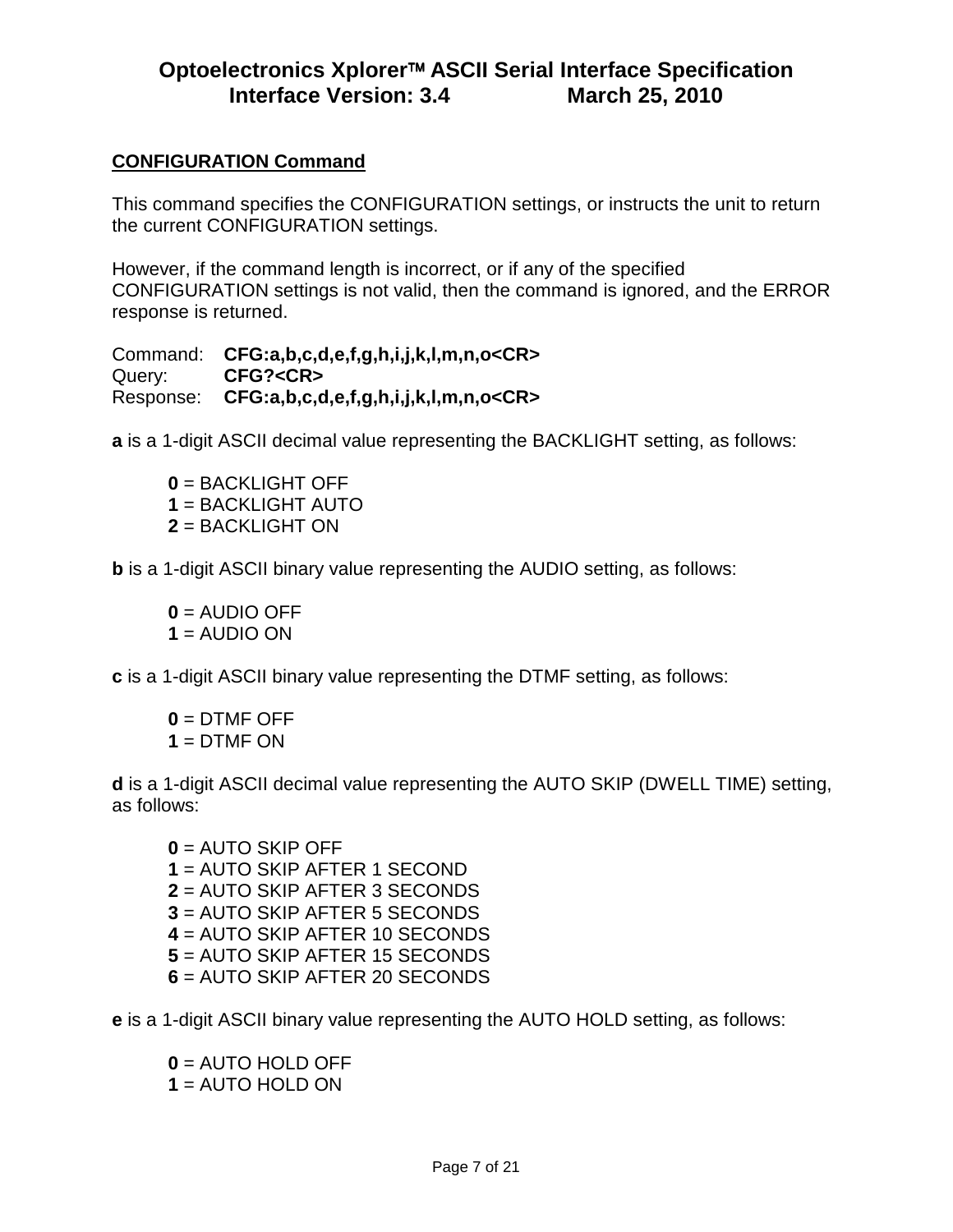## CONFIGURATION Command

This command specifies the CONFIGURATION settings, or instructs the unit to return the current CONFIGURATION settings.

However, if the command length is incorrect, or if any of the specified CONFIGURATION settings is not valid, then the command is ignored, and the ERROR response is returned.

Command: **CFG:a,b,c,d,e,f,g,h,i,j,k,l,m,n,o<CR>**
Query: **CFG?<CR>**
Response: **CFG:a,b,c,d,e,f,g,h,i,j,k,l,m,n,o<CR>**

**a** is a 1-digit ASCII decimal value representing the BACKLIGHT setting, as follows:

- **0** = BACKLIGHT OFF
- **1** = BACKLIGHT AUTO
- **2** = BACKLIGHT ON

**b** is a 1-digit ASCII binary value representing the AUDIO setting, as follows:

- **0** = AUDIO OFF
- **1** = AUDIO ON

**c** is a 1-digit ASCII binary value representing the DTMF setting, as follows:

- **0** = DTMF OFF
- **1** = DTMF ON

**d** is a 1-digit ASCII decimal value representing the AUTO SKIP (DWELL TIME) setting, as follows:

- **0** = AUTO SKIP OFF
- **1** = AUTO SKIP AFTER 1 SECOND
- **2** = AUTO SKIP AFTER 3 SECONDS
- **3** = AUTO SKIP AFTER 5 SECONDS
- **4** = AUTO SKIP AFTER 10 SECONDS
- **5** = AUTO SKIP AFTER 15 SECONDS
- **6** = AUTO SKIP AFTER 20 SECONDS

**e** is a 1-digit ASCII binary value representing the AUTO HOLD setting, as follows:

- **0** = AUTO HOLD OFF
- **1** = AUTO HOLD ON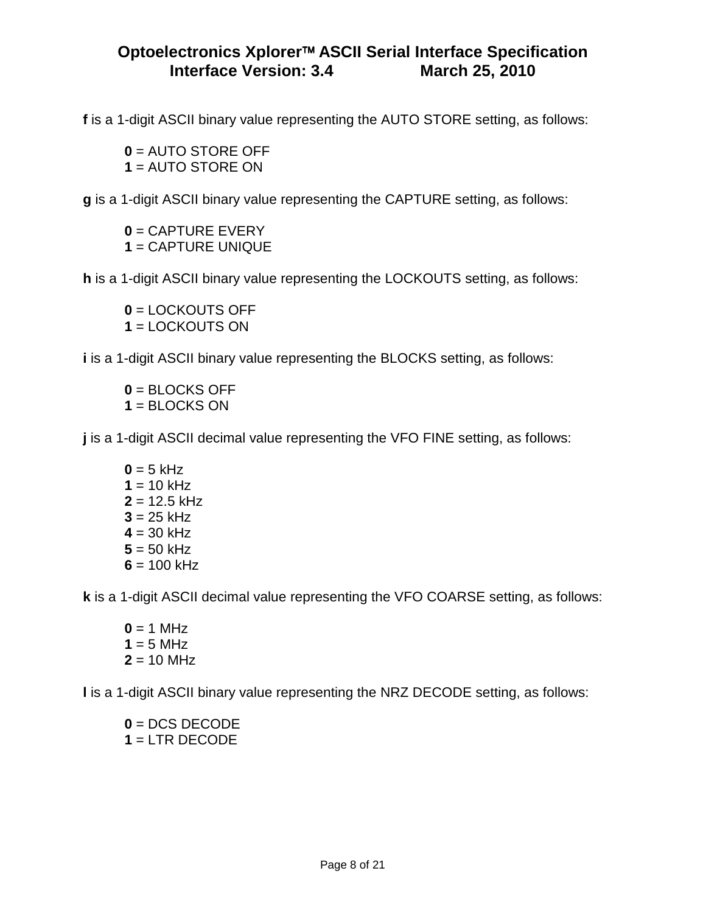**f** is a 1-digit ASCII binary value representing the AUTO STORE setting, as follows:

- **0** = AUTO STORE OFF
- **1** = AUTO STORE ON

**g** is a 1-digit ASCII binary value representing the CAPTURE setting, as follows:

- **0** = CAPTURE EVERY
- **1** = CAPTURE UNIQUE

**h** is a 1-digit ASCII binary value representing the LOCKOUTS setting, as follows:

- **0** = LOCKOUTS OFF
- **1** = LOCKOUTS ON

**i** is a 1-digit ASCII binary value representing the BLOCKS setting, as follows:

- **0** = BLOCKS OFF
- **1** = BLOCKS ON

**j** is a 1-digit ASCII decimal value representing the VFO FINE setting, as follows:

- **0** = 5 kHz
- **1** = 10 kHz
- **2** = 12.5 kHz
- **3** = 25 kHz
- **4** = 30 kHz
- **5** = 50 kHz
- **6** = 100 kHz

**k** is a 1-digit ASCII decimal value representing the VFO COARSE setting, as follows:

- **0** = 1 MHz
- **1** = 5 MHz
- **2** = 10 MHz

**l** is a 1-digit ASCII binary value representing the NRZ DECODE setting, as follows:

- **0** = DCS DECODE
- **1** = LTR DECODE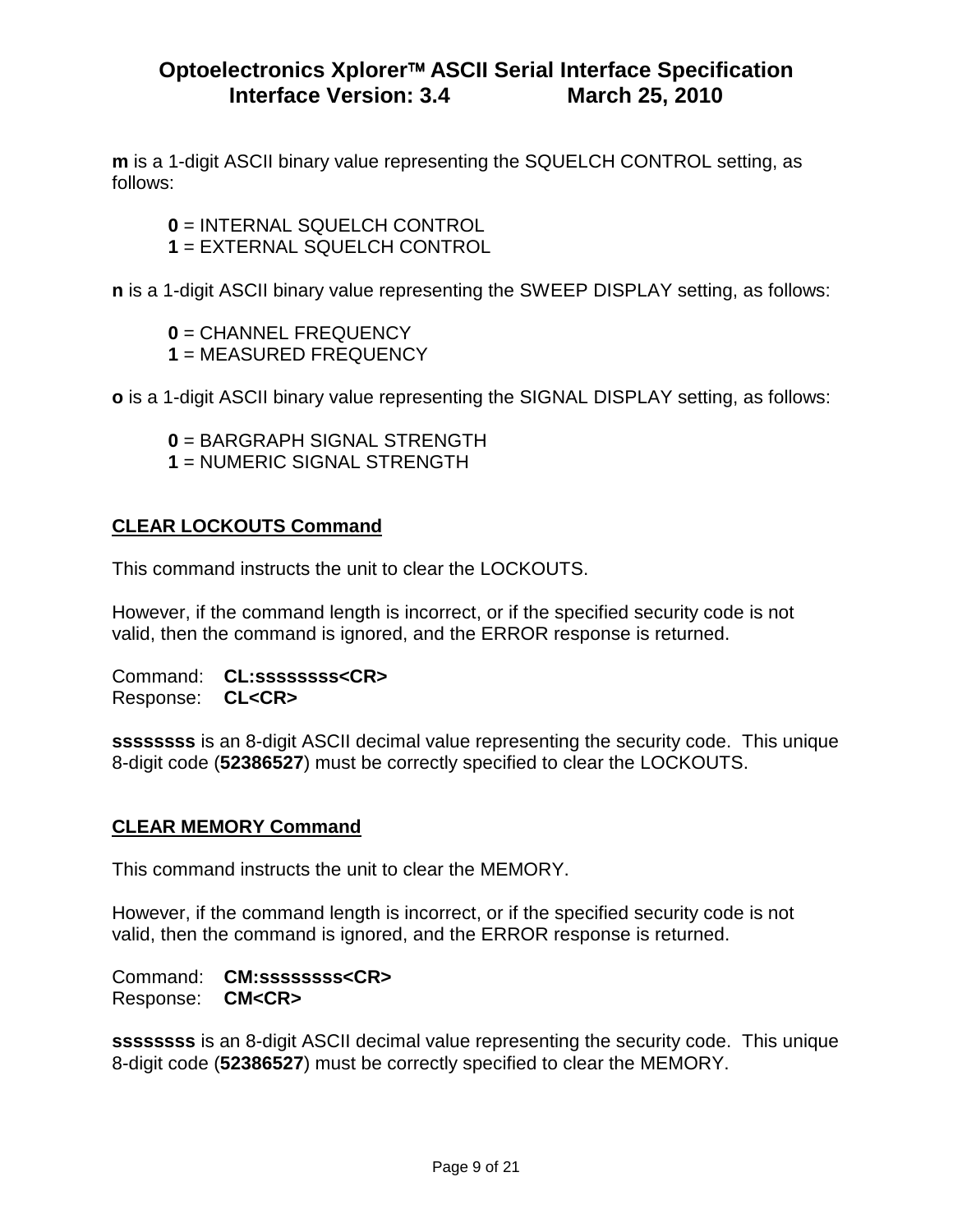**m** is a 1-digit ASCII binary value representing the SQUELCH CONTROL setting, as follows:

> **0** = INTERNAL SQUELCH CONTROL
> **1** = EXTERNAL SQUELCH CONTROL

**n** is a 1-digit ASCII binary value representing the SWEEP DISPLAY setting, as follows:

> **0** = CHANNEL FREQUENCY
> **1** = MEASURED FREQUENCY

**o** is a 1-digit ASCII binary value representing the SIGNAL DISPLAY setting, as follows:

> **0** = BARGRAPH SIGNAL STRENGTH
> **1** = NUMERIC SIGNAL STRENGTH

## CLEAR LOCKOUTS Command

This command instructs the unit to clear the LOCKOUTS.

However, if the command length is incorrect, or if the specified security code is not valid, then the command is ignored, and the ERROR response is returned.

Command: **CL:ssssssss<CR>**
Response: **CL<CR>**

**ssssssss** is an 8-digit ASCII decimal value representing the security code. This unique 8-digit code (**52386527**) must be correctly specified to clear the LOCKOUTS.

## CLEAR MEMORY Command

This command instructs the unit to clear the MEMORY.

However, if the command length is incorrect, or if the specified security code is not valid, then the command is ignored, and the ERROR response is returned.

Command: **CM:ssssssss<CR>**
Response: **CM<CR>**

**ssssssss** is an 8-digit ASCII decimal value representing the security code. This unique 8-digit code (**52386527**) must be correctly specified to clear the MEMORY.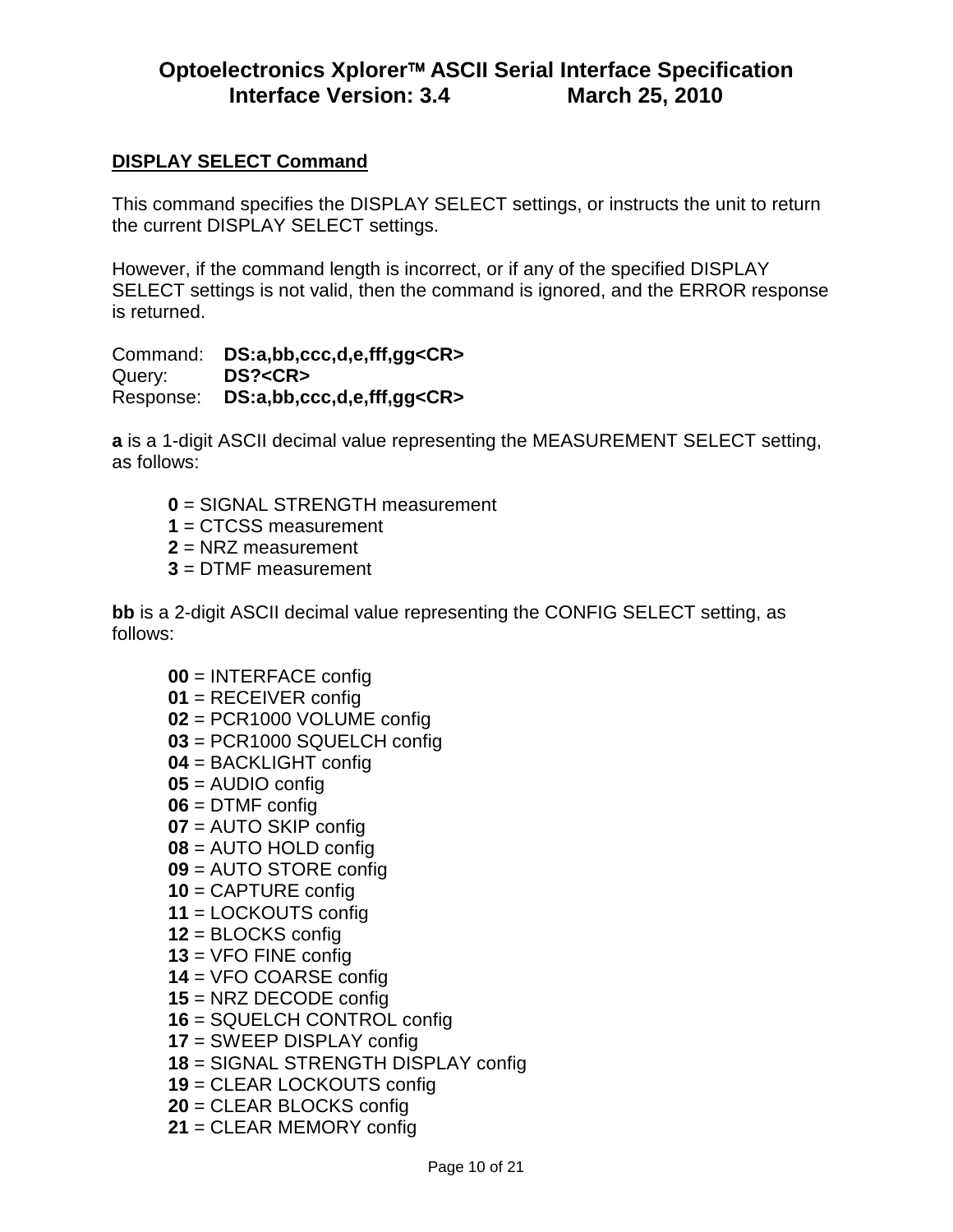## DISPLAY SELECT Command

This command specifies the DISPLAY SELECT settings, or instructs the unit to return the current DISPLAY SELECT settings.

However, if the command length is incorrect, or if any of the specified DISPLAY SELECT settings is not valid, then the command is ignored, and the ERROR response is returned.

Command: **DS:a,bb,ccc,d,e,fff,gg<CR>**
Query: **DS?<CR>**
Response: **DS:a,bb,ccc,d,e,fff,gg<CR>**

**a** is a 1-digit ASCII decimal value representing the MEASUREMENT SELECT setting, as follows:

- **0** = SIGNAL STRENGTH measurement
- **1** = CTCSS measurement
- **2** = NRZ measurement
- **3** = DTMF measurement

**bb** is a 2-digit ASCII decimal value representing the CONFIG SELECT setting, as follows:

- **00** = INTERFACE config
- **01** = RECEIVER config
- **02** = PCR1000 VOLUME config
- **03** = PCR1000 SQUELCH config
- **04** = BACKLIGHT config
- **05** = AUDIO config
- **06** = DTMF config
- **07** = AUTO SKIP config
- **08** = AUTO HOLD config
- **09** = AUTO STORE config
- **10** = CAPTURE config
- **11** = LOCKOUTS config
- **12** = BLOCKS config
- **13** = VFO FINE config
- **14** = VFO COARSE config
- **15** = NRZ DECODE config
- **16** = SQUELCH CONTROL config
- **17** = SWEEP DISPLAY config
- **18** = SIGNAL STRENGTH DISPLAY config
- **19** = CLEAR LOCKOUTS config
- **20** = CLEAR BLOCKS config
- **21** = CLEAR MEMORY config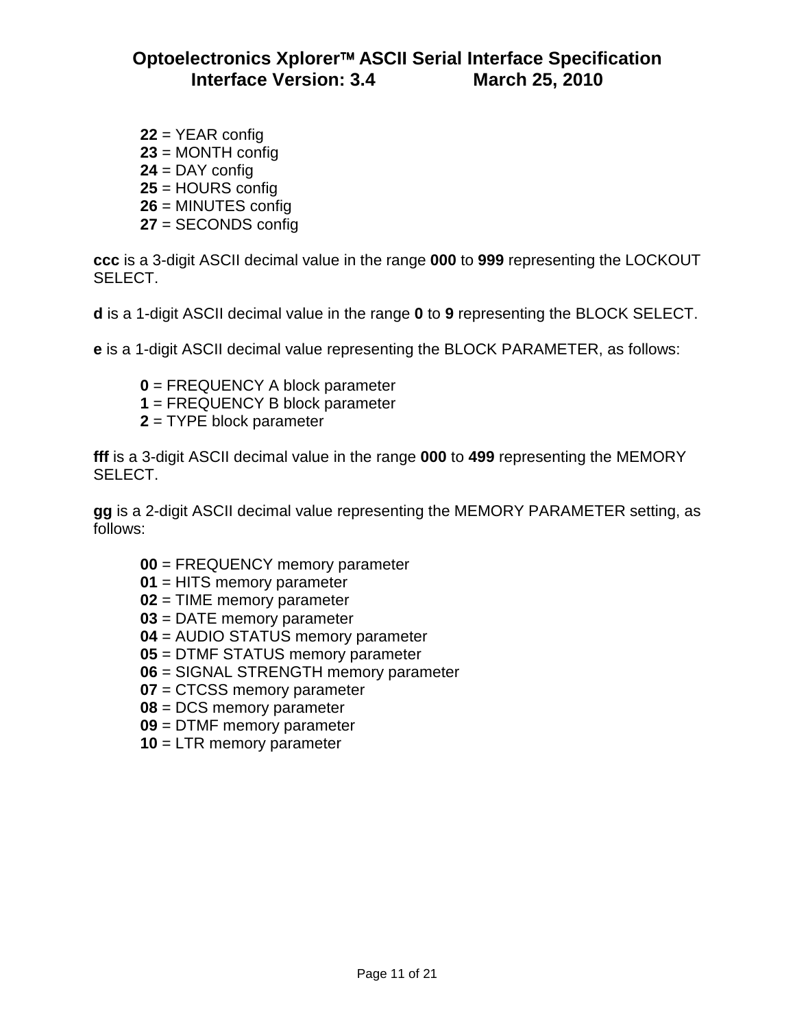**22** = YEAR config
**23** = MONTH config
**24** = DAY config
**25** = HOURS config
**26** = MINUTES config
**27** = SECONDS config

**ccc** is a 3-digit ASCII decimal value in the range **000** to **999** representing the LOCKOUT SELECT.

**d** is a 1-digit ASCII decimal value in the range **0** to **9** representing the BLOCK SELECT.

**e** is a 1-digit ASCII decimal value representing the BLOCK PARAMETER, as follows:

**0** = FREQUENCY A block parameter
**1** = FREQUENCY B block parameter
**2** = TYPE block parameter

**fff** is a 3-digit ASCII decimal value in the range **000** to **499** representing the MEMORY SELECT.

**gg** is a 2-digit ASCII decimal value representing the MEMORY PARAMETER setting, as follows:

**00** = FREQUENCY memory parameter
**01** = HITS memory parameter
**02** = TIME memory parameter
**03** = DATE memory parameter
**04** = AUDIO STATUS memory parameter
**05** = DTMF STATUS memory parameter
**06** = SIGNAL STRENGTH memory parameter
**07** = CTCSS memory parameter
**08** = DCS memory parameter
**09** = DTMF memory parameter
**10** = LTR memory parameter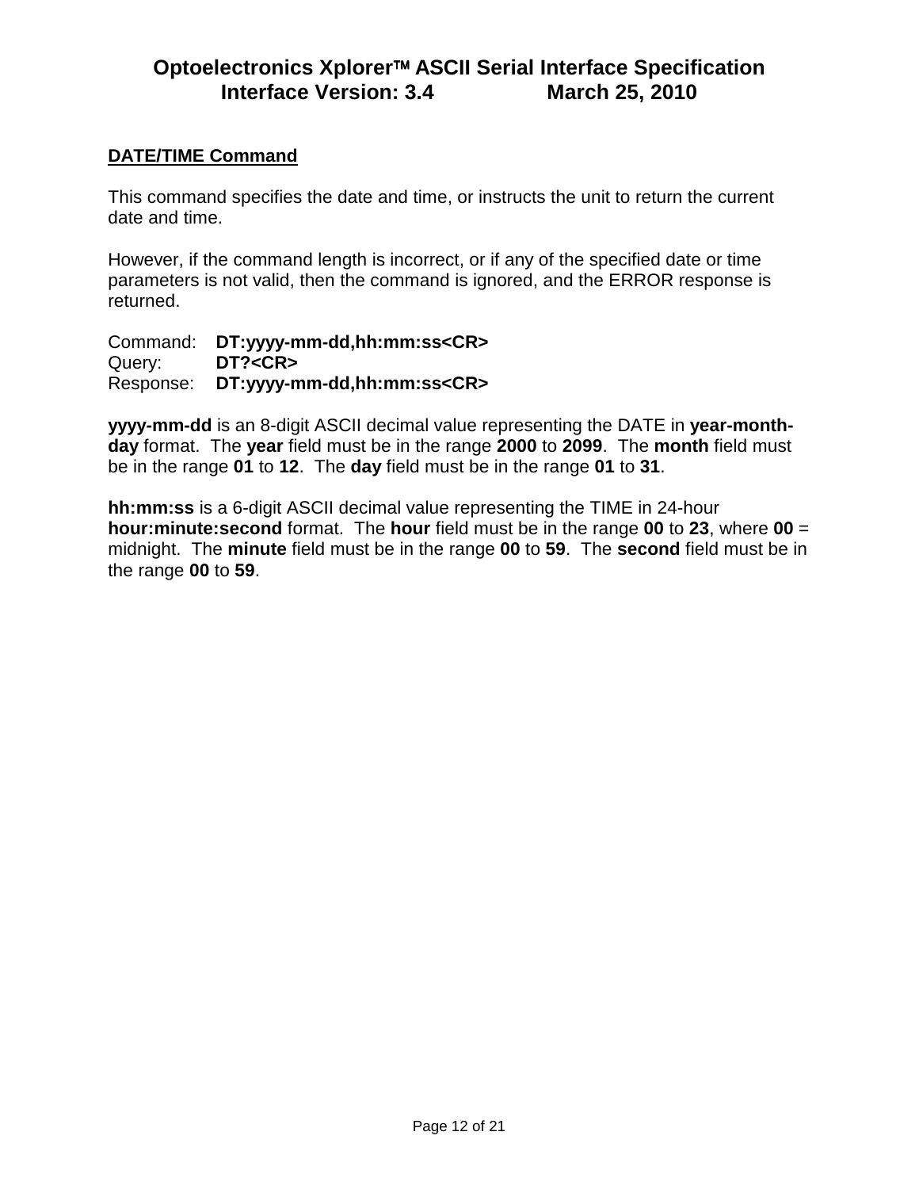## DATE/TIME Command

This command specifies the date and time, or instructs the unit to return the current date and time.

However, if the command length is incorrect, or if any of the specified date or time parameters is not valid, then the command is ignored, and the ERROR response is returned.

Command: **DT:yyyy-mm-dd,hh:mm:ss<CR>**
Query: **DT?<CR>**
Response: **DT:yyyy-mm-dd,hh:mm:ss<CR>**

**yyyy-mm-dd** is an 8-digit ASCII decimal value representing the DATE in **year-month-day** format. The **year** field must be in the range **2000** to **2099**. The **month** field must be in the range **01** to **12**. The **day** field must be in the range **01** to **31**.

**hh:mm:ss** is a 6-digit ASCII decimal value representing the TIME in 24-hour **hour:minute:second** format. The **hour** field must be in the range **00** to **23**, where **00** = midnight. The **minute** field must be in the range **00** to **59**. The **second** field must be in the range **00** to **59**.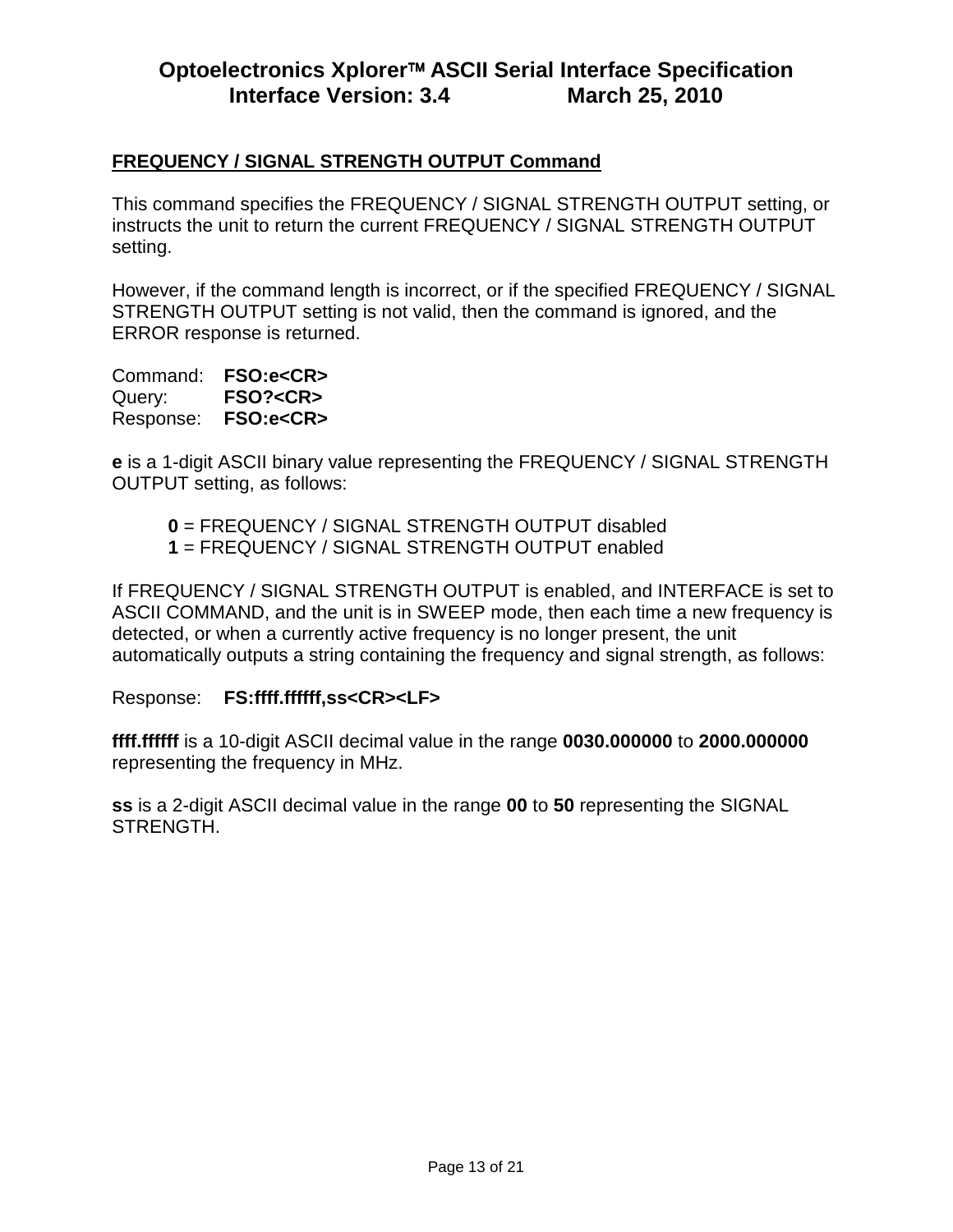## FREQUENCY / SIGNAL STRENGTH OUTPUT Command

This command specifies the FREQUENCY / SIGNAL STRENGTH OUTPUT setting, or instructs the unit to return the current FREQUENCY / SIGNAL STRENGTH OUTPUT setting.

However, if the command length is incorrect, or if the specified FREQUENCY / SIGNAL STRENGTH OUTPUT setting is not valid, then the command is ignored, and the ERROR response is returned.

Command: **FSO:e<CR>**
Query: **FSO?<CR>**
Response: **FSO:e<CR>**

**e** is a 1-digit ASCII binary value representing the FREQUENCY / SIGNAL STRENGTH OUTPUT setting, as follows:

- **0** = FREQUENCY / SIGNAL STRENGTH OUTPUT disabled
- **1** = FREQUENCY / SIGNAL STRENGTH OUTPUT enabled

If FREQUENCY / SIGNAL STRENGTH OUTPUT is enabled, and INTERFACE is set to ASCII COMMAND, and the unit is in SWEEP mode, then each time a new frequency is detected, or when a currently active frequency is no longer present, the unit automatically outputs a string containing the frequency and signal strength, as follows:

Response: **FS:ffff.ffffff,ss<CR><LF>**

**ffff.ffffff** is a 10-digit ASCII decimal value in the range **0030.000000** to **2000.000000** representing the frequency in MHz.

**ss** is a 2-digit ASCII decimal value in the range **00** to **50** representing the SIGNAL STRENGTH.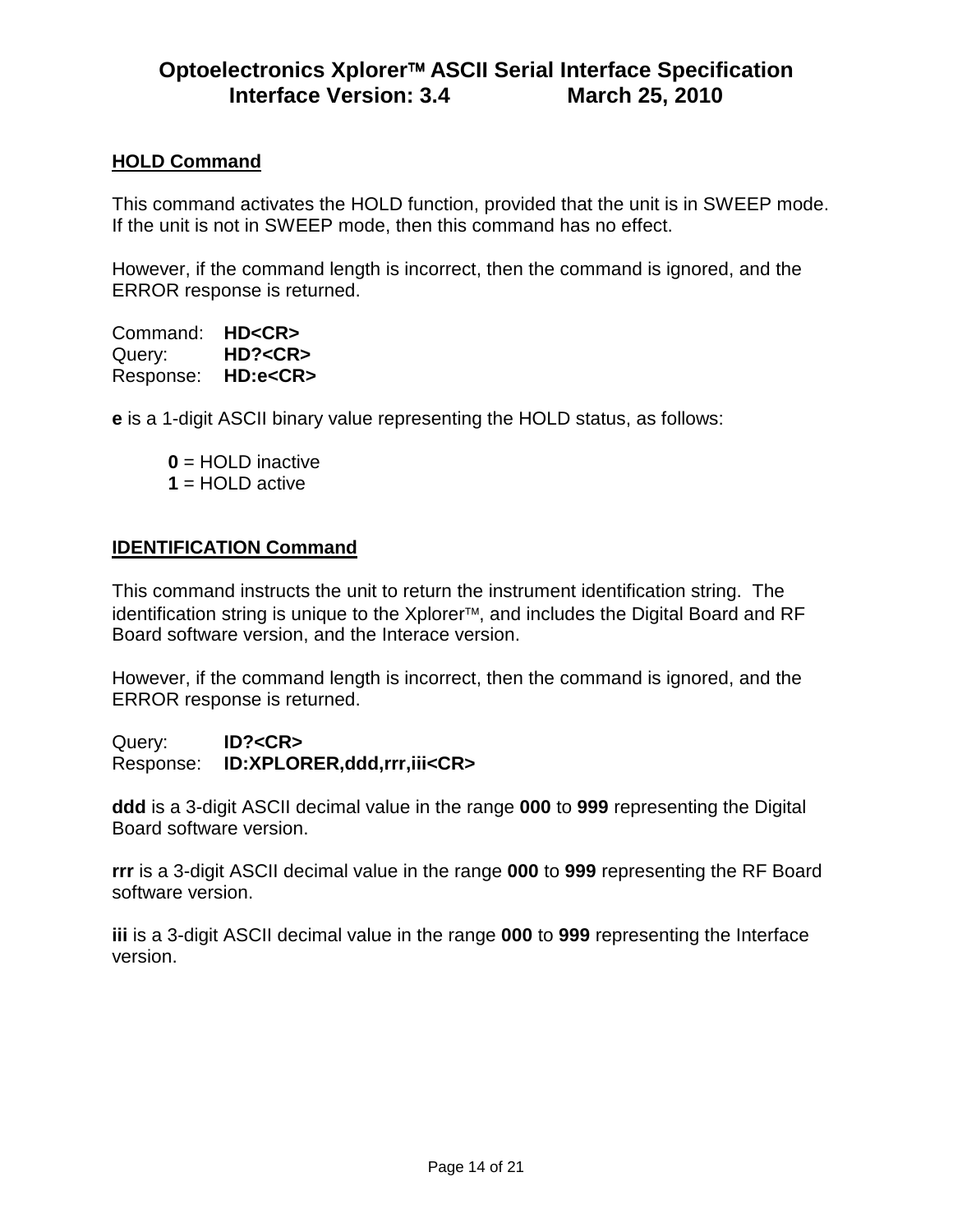## HOLD Command

This command activates the HOLD function, provided that the unit is in SWEEP mode. If the unit is not in SWEEP mode, then this command has no effect.

However, if the command length is incorrect, then the command is ignored, and the ERROR response is returned.

Command: **HD<CR>**
Query: **HD?<CR>**
Response: **HD:e<CR>**

**e** is a 1-digit ASCII binary value representing the HOLD status, as follows:

- **0** = HOLD inactive
- **1** = HOLD active

## IDENTIFICATION Command

This command instructs the unit to return the instrument identification string. The identification string is unique to the Xplorer™, and includes the Digital Board and RF Board software version, and the Interace version.

However, if the command length is incorrect, then the command is ignored, and the ERROR response is returned.

Query: **ID?<CR>**
Response: **ID:XPLORER,ddd,rrr,iii<CR>**

**ddd** is a 3-digit ASCII decimal value in the range **000** to **999** representing the Digital Board software version.

**rrr** is a 3-digit ASCII decimal value in the range **000** to **999** representing the RF Board software version.

**iii** is a 3-digit ASCII decimal value in the range **000** to **999** representing the Interface version.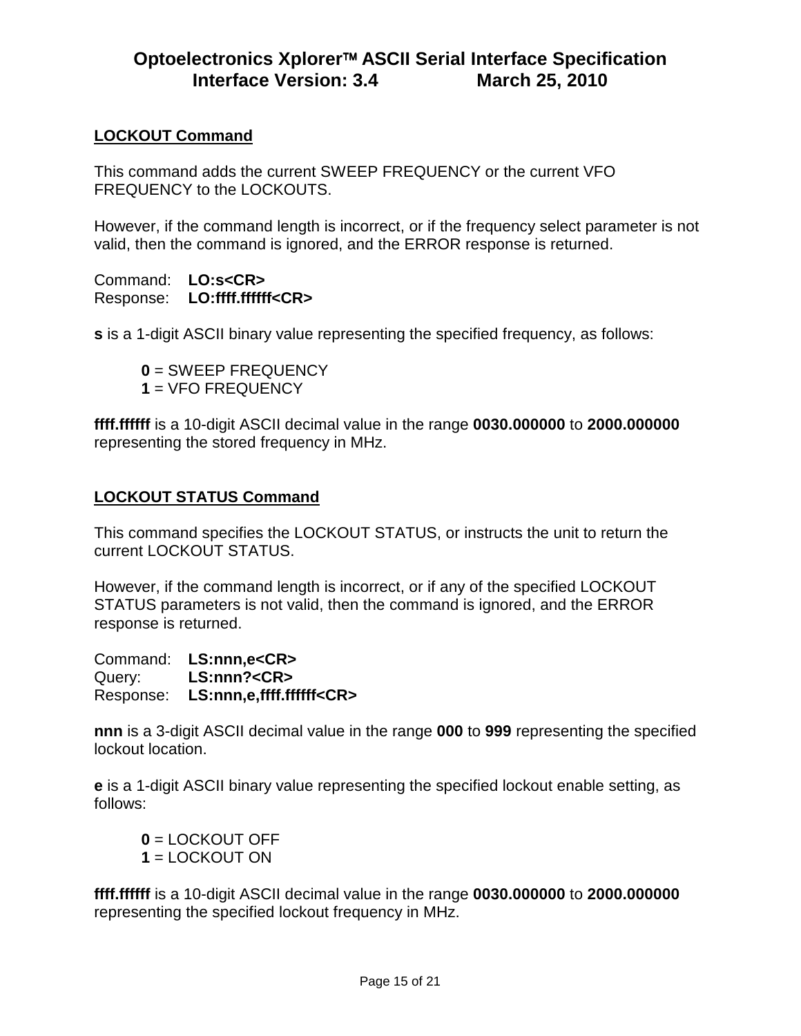### LOCKOUT Command

This command adds the current SWEEP FREQUENCY or the current VFO FREQUENCY to the LOCKOUTS.

However, if the command length is incorrect, or if the frequency select parameter is not valid, then the command is ignored, and the ERROR response is returned.

Command: **LO:s<CR>**
Response: **LO:ffff.ffffff<CR>**

**s** is a 1-digit ASCII binary value representing the specified frequency, as follows:

- **0** = SWEEP FREQUENCY
- **1** = VFO FREQUENCY

**ffff.ffffff** is a 10-digit ASCII decimal value in the range **0030.000000** to **2000.000000** representing the stored frequency in MHz.

### LOCKOUT STATUS Command

This command specifies the LOCKOUT STATUS, or instructs the unit to return the current LOCKOUT STATUS.

However, if the command length is incorrect, or if any of the specified LOCKOUT STATUS parameters is not valid, then the command is ignored, and the ERROR response is returned.

Command: **LS:nnn,e<CR>**
Query: **LS:nnn?<CR>**
Response: **LS:nnn,e,ffff.ffffff<CR>**

**nnn** is a 3-digit ASCII decimal value in the range **000** to **999** representing the specified lockout location.

**e** is a 1-digit ASCII binary value representing the specified lockout enable setting, as follows:

- **0** = LOCKOUT OFF
- **1** = LOCKOUT ON

**ffff.ffffff** is a 10-digit ASCII decimal value in the range **0030.000000** to **2000.000000** representing the specified lockout frequency in MHz.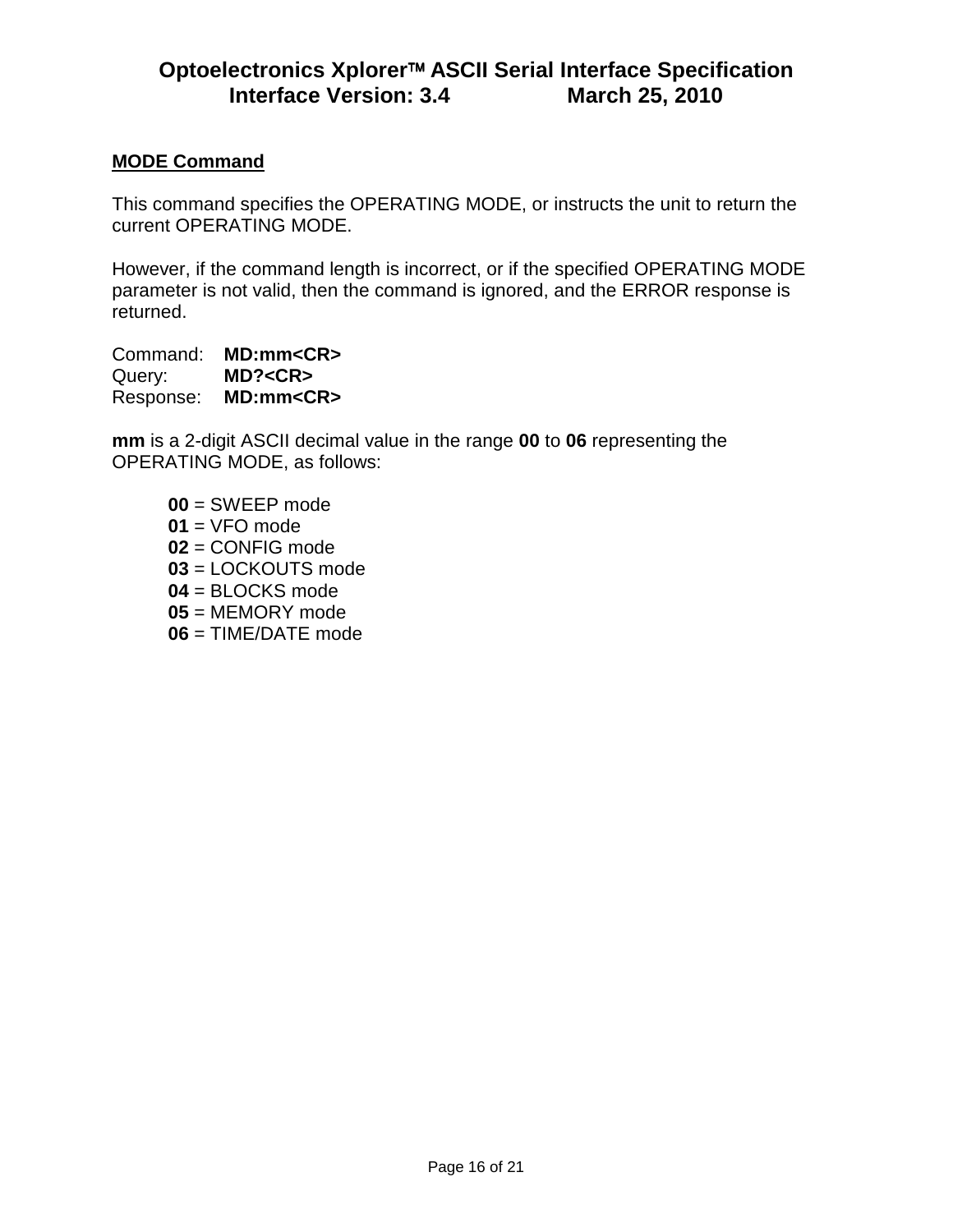## MODE Command

This command specifies the OPERATING MODE, or instructs the unit to return the current OPERATING MODE.

However, if the command length is incorrect, or if the specified OPERATING MODE parameter is not valid, then the command is ignored, and the ERROR response is returned.

Command: **MD:mm<CR>**
Query: **MD?<CR>**
Response: **MD:mm<CR>**

**mm** is a 2-digit ASCII decimal value in the range **00** to **06** representing the OPERATING MODE, as follows:

- **00** = SWEEP mode
- **01** = VFO mode
- **02** = CONFIG mode
- **03** = LOCKOUTS mode
- **04** = BLOCKS mode
- **05** = MEMORY mode
- **06** = TIME/DATE mode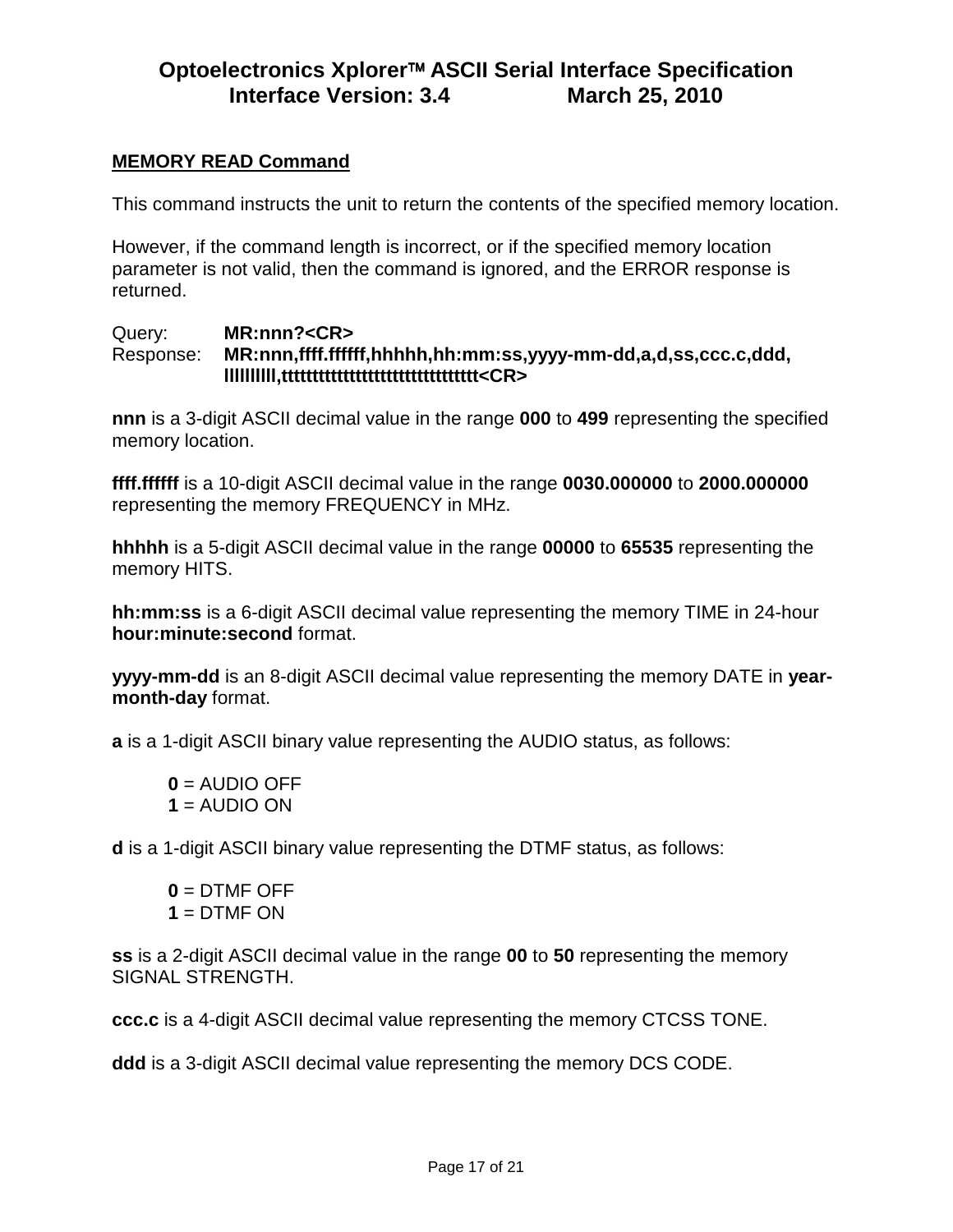## MEMORY READ Command

This command instructs the unit to return the contents of the specified memory location.

However, if the command length is incorrect, or if the specified memory location parameter is not valid, then the command is ignored, and the ERROR response is returned.

Query: **MR:nnn?<CR>**
Response: **MR:nnn,ffff.ffffff,hhhhh,hh:mm:ss,yyyy-mm-dd,a,d,ss,ccc.c,ddd,lllllllll,tttttttttttttttttttttttttttttt<CR>**

**nnn** is a 3-digit ASCII decimal value in the range **000** to **499** representing the specified memory location.

**ffff.ffffff** is a 10-digit ASCII decimal value in the range **0030.000000** to **2000.000000** representing the memory FREQUENCY in MHz.

**hhhhh** is a 5-digit ASCII decimal value in the range **00000** to **65535** representing the memory HITS.

**hh:mm:ss** is a 6-digit ASCII decimal value representing the memory TIME in 24-hour **hour:minute:second** format.

**yyyy-mm-dd** is an 8-digit ASCII decimal value representing the memory DATE in **year-month-day** format.

**a** is a 1-digit ASCII binary value representing the AUDIO status, as follows:

**0** = AUDIO OFF
**1** = AUDIO ON

**d** is a 1-digit ASCII binary value representing the DTMF status, as follows:

**0** = DTMF OFF
**1** = DTMF ON

**ss** is a 2-digit ASCII decimal value in the range **00** to **50** representing the memory SIGNAL STRENGTH.

**ccc.c** is a 4-digit ASCII decimal value representing the memory CTCSS TONE.

**ddd** is a 3-digit ASCII decimal value representing the memory DCS CODE.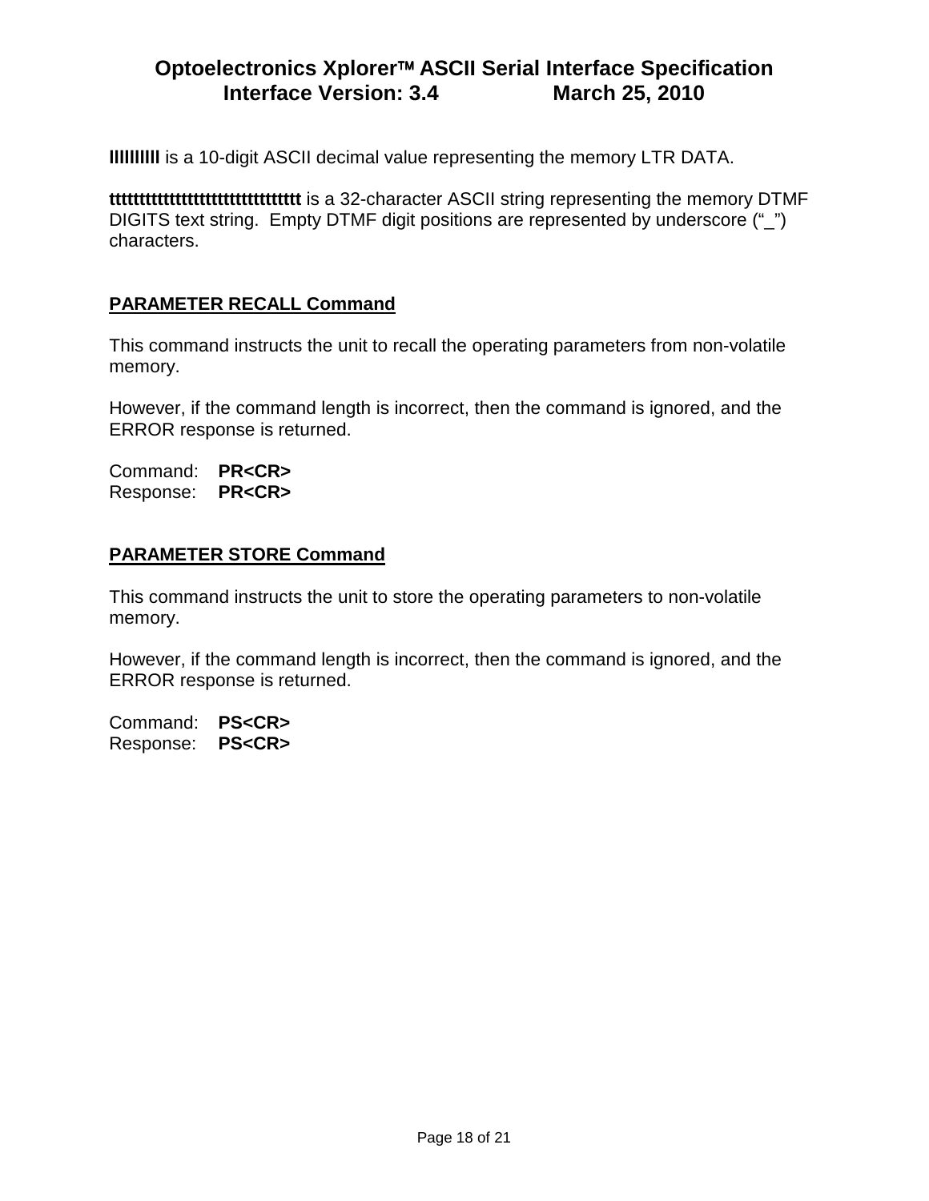**llllllllll** is a 10-digit ASCII decimal value representing the memory LTR DATA.

**tttttttttttttttttttttttttttttttt** is a 32-character ASCII string representing the memory DTMF DIGITS text string. Empty DTMF digit positions are represented by underscore (“_”) characters.

## PARAMETER RECALL Command

This command instructs the unit to recall the operating parameters from non-volatile memory.

However, if the command length is incorrect, then the command is ignored, and the ERROR response is returned.

Command: **PR<CR>**
Response: **PR<CR>**

## PARAMETER STORE Command

This command instructs the unit to store the operating parameters to non-volatile memory.

However, if the command length is incorrect, then the command is ignored, and the ERROR response is returned.

Command: **PS<CR>**
Response: **PS<CR>**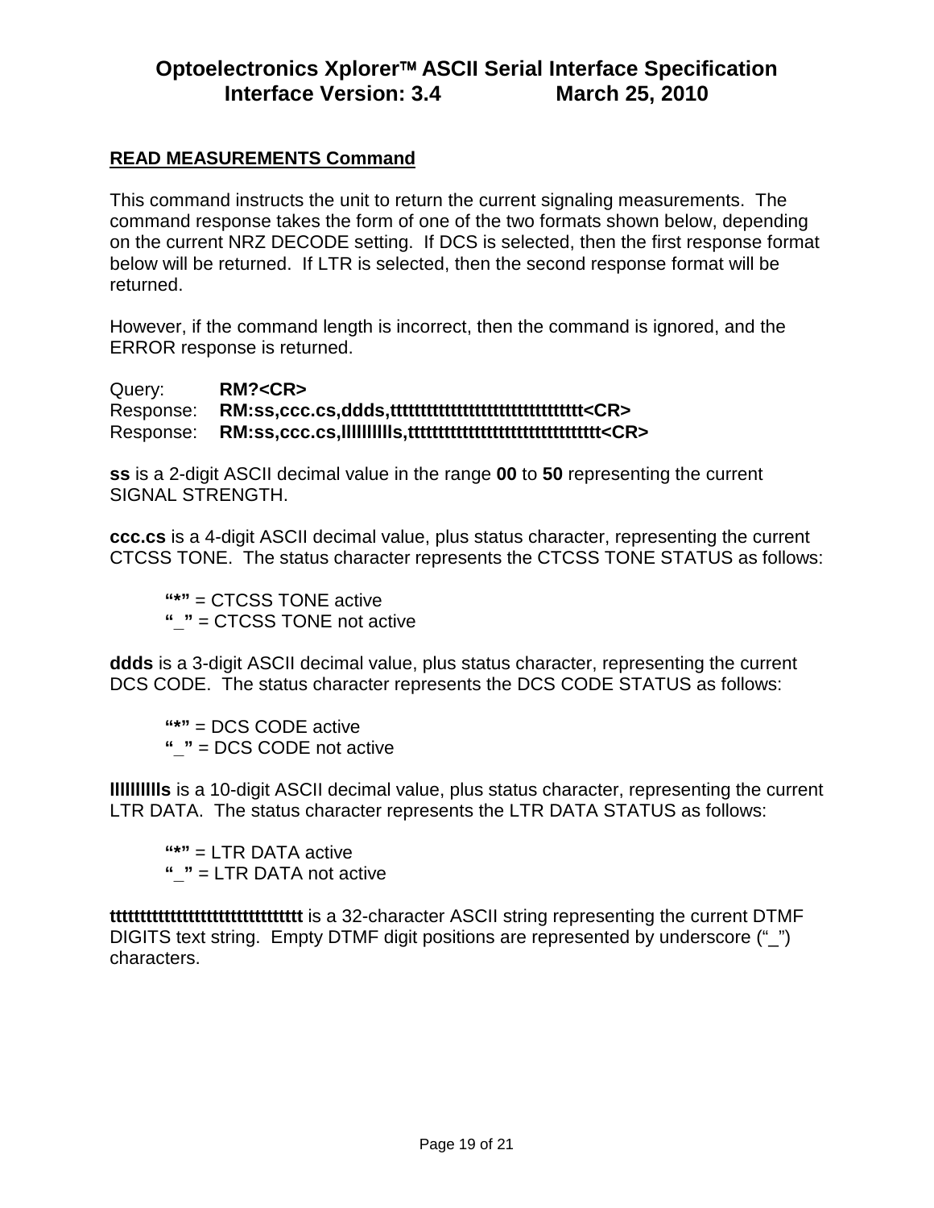## READ MEASUREMENTS Command

This command instructs the unit to return the current signaling measurements. The command response takes the form of one of the two formats shown below, depending on the current NRZ DECODE setting. If DCS is selected, then the first response format below will be returned. If LTR is selected, then the second response format will be returned.

However, if the command length is incorrect, then the command is ignored, and the ERROR response is returned.

Query: **RM?<CR>**
Response: **RM:ss,ccc.cs,ddds,tttttttttttttttttttttttttttttttt<CR>**
Response: **RM:ss,ccc.cs,lllllllllls,tttttttttttttttttttttttttttttttt<CR>**

**ss** is a 2-digit ASCII decimal value in the range **00** to **50** representing the current SIGNAL STRENGTH.

**ccc.cs** is a 4-digit ASCII decimal value, plus status character, representing the current CTCSS TONE. The status character represents the CTCSS TONE STATUS as follows:

> **"*"** = CTCSS TONE active
> **"_"** = CTCSS TONE not active

**ddds** is a 3-digit ASCII decimal value, plus status character, representing the current DCS CODE. The status character represents the DCS CODE STATUS as follows:

> **"*"** = DCS CODE active
> **"_"** = DCS CODE not active

**lllllllllls** is a 10-digit ASCII decimal value, plus status character, representing the current LTR DATA. The status character represents the LTR DATA STATUS as follows:

> **"*"** = LTR DATA active
> **"_"** = LTR DATA not active

**tttttttttttttttttttttttttttttttt** is a 32-character ASCII string representing the current DTMF DIGITS text string. Empty DTMF digit positions are represented by underscore ("_") characters.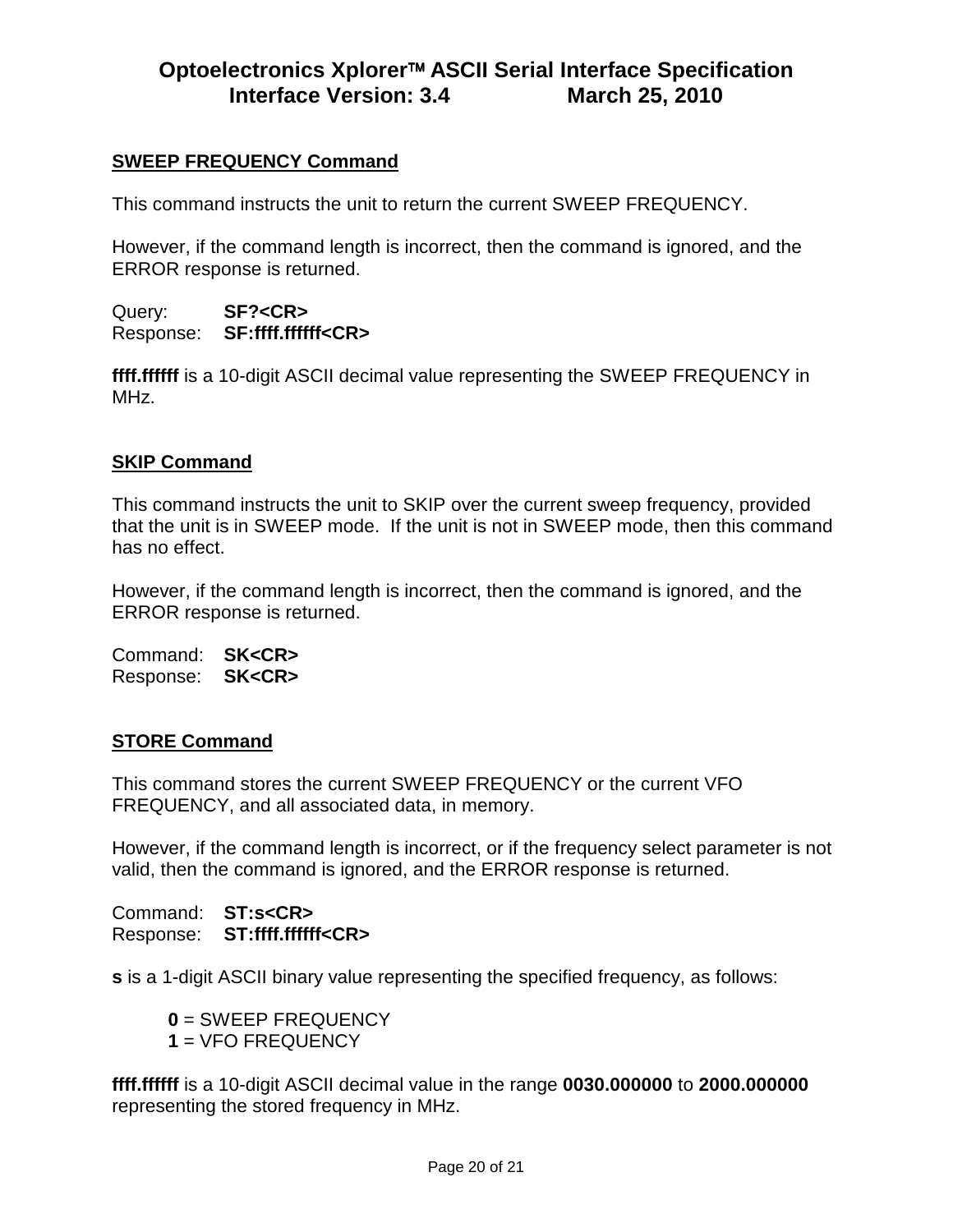## SWEEP FREQUENCY Command

This command instructs the unit to return the current SWEEP FREQUENCY.

However, if the command length is incorrect, then the command is ignored, and the ERROR response is returned.

Query: **SF?<CR>**
Response: **SF:ffff.ffffff<CR>**

**ffff.ffffff** is a 10-digit ASCII decimal value representing the SWEEP FREQUENCY in MHz.

## SKIP Command

This command instructs the unit to SKIP over the current sweep frequency, provided that the unit is in SWEEP mode. If the unit is not in SWEEP mode, then this command has no effect.

However, if the command length is incorrect, then the command is ignored, and the ERROR response is returned.

Command: **SK<CR>**
Response: **SK<CR>**

## STORE Command

This command stores the current SWEEP FREQUENCY or the current VFO FREQUENCY, and all associated data, in memory.

However, if the command length is incorrect, or if the frequency select parameter is not valid, then the command is ignored, and the ERROR response is returned.

Command: **ST:s<CR>**
Response: **ST:ffff.ffffff<CR>**

**s** is a 1-digit ASCII binary value representing the specified frequency, as follows:

- **0** = SWEEP FREQUENCY
- **1** = VFO FREQUENCY

**ffff.ffffff** is a 10-digit ASCII decimal value in the range **0030.000000** to **2000.000000** representing the stored frequency in MHz.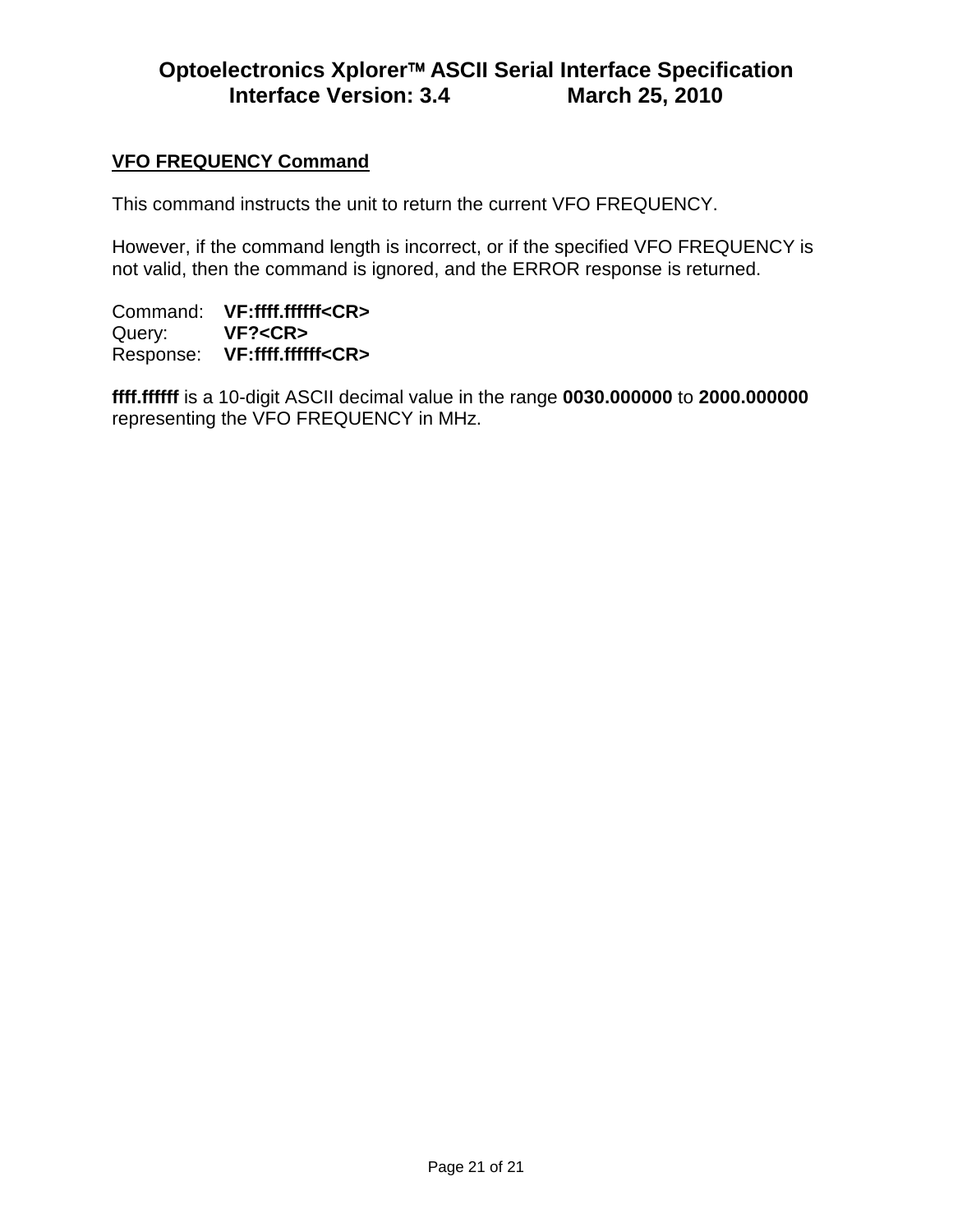### VFO FREQUENCY Command

This command instructs the unit to return the current VFO FREQUENCY.

However, if the command length is incorrect, or if the specified VFO FREQUENCY is not valid, then the command is ignored, and the ERROR response is returned.

Command: **VF:ffff.ffffff<CR>**
Query: **VF?<CR>**
Response: **VF:ffff.ffffff<CR>**

**ffff.ffffff** is a 10-digit ASCII decimal value in the range **0030.000000** to **2000.000000** representing the VFO FREQUENCY in MHz.